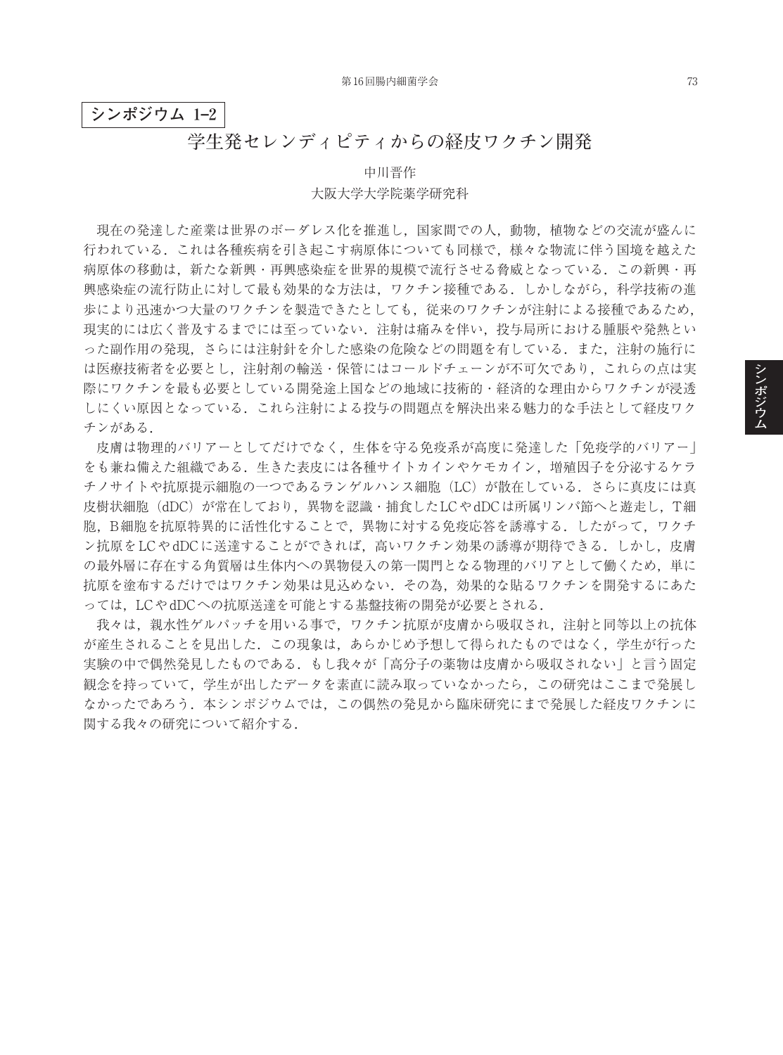**シンポジウム 1–2**

# 学生発セレンディピティからの経皮ワクチン開発

中川晋作

大阪大学大学院薬学研究科

現在の発達した産業は世界のボーダレス化を推進し，国家間での人，動物，植物などの交流が盛んに行われている．これは各種疾病を引き起こす病原体についても同様で，様々な物流に伴う国境を越えた病原体の移動は，新たな新興・再興感染症を世界的規模で流行させる脅威となっている．この新興・再興感染症の流行防止に対して最も効果的な方法は，ワクチン接種である．しかしながら，科学技術の進歩により迅速かつ大量のワクチンを製造できたとしても，従来のワクチンが注射による接種であるため，現実的には広く普及するまでには至っていない．注射は痛みを伴い，投与局所における腫脹や発熱といった副作用の発現，さらには注射針を介した感染の危険などの問題を有している．また，注射の施行には医療技術者を必要とし，注射剤の輸送・保管にはコールドチェーンが不可欠であり，これらの点は実際にワクチンを最も必要としている開発途上国などの地域に技術的・経済的な理由からワクチンが浸透しにくい原因となっている．これら注射による投与の問題点を解決出来る魅力的な手法として経皮ワクチンがある．

皮膚は物理的バリアーとしてだけでなく，生体を守る免疫系が高度に発達した「免疫学的バリアー」をも兼ね備えた組織である．生きた表皮には各種サイトカインやケモカイン，増殖因子を分泌するケラチノサイトや抗原提示細胞の一つであるランゲルハンス細胞（LC）が散在している．さらに真皮には真皮樹状細胞（dDC）が常在しており，異物を認識・捕食したLCやdDCは所属リンパ節へと遊走し，T細胞，B細胞を抗原特異的に活性化することで，異物に対する免疫応答を誘導する．したがって，ワクチン抗原をLCやdDCに送達することができれば，高いワクチン効果の誘導が期待できる．しかし，皮膚の最外層に存在する角質層は生体内への異物侵入の第一関門となる物理的バリアとして働くため，単に抗原を塗布するだけではワクチン効果は見込めない．その為，効果的な貼るワクチンを開発するにあたっては，LCやdDCへの抗原送達を可能とする基盤技術の開発が必要とされる．

我々は，親水性ゲルパッチを用いる事で，ワクチン抗原が皮膚から吸収され，注射と同等以上の抗体が産生されることを見出した．この現象は，あらかじめ予想して得られたものではなく，学生が行った実験の中で偶然発見したものである．もし我々が「高分子の薬物は皮膚から吸収されない」と言う固定観念を持っていて，学生が出したデータを素直に読み取っていなかったら，この研究はここまで発展しなかったであろう．本シンポジウムでは，この偶然の発見から臨床研究にまで発展した経皮ワクチンに関する我々の研究について紹介する．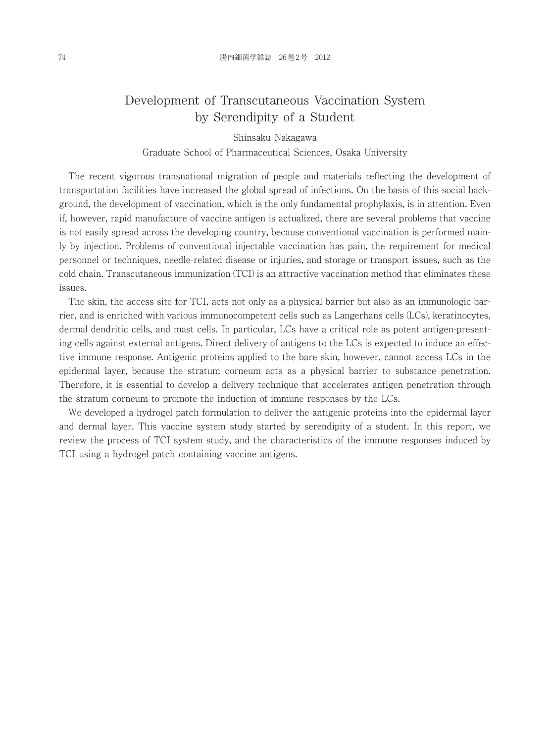# Development of Transcutaneous Vaccination System by Serendipity of a Student

Shinsaku Nakagawa

Graduate School of Pharmaceutical Sciences, Osaka University

The recent vigorous transnational migration of people and materials reflecting the development of transportation facilities have increased the global spread of infections. On the basis of this social background, the development of vaccination, which is the only fundamental prophylaxis, is in attention. Even if, however, rapid manufacture of vaccine antigen is actualized, there are several problems that vaccine is not easily spread across the developing country, because conventional vaccination is performed mainly by injection. Problems of conventional injectable vaccination has pain, the requirement for medical personnel or techniques, needle-related disease or injuries, and storage or transport issues, such as the cold chain. Transcutaneous immunization (TCI) is an attractive vaccination method that eliminates these issues.

The skin, the access site for TCI, acts not only as a physical barrier but also as an immunologic barrier, and is enriched with various immunocompetent cells such as Langerhans cells (LCs), keratinocytes, dermal dendritic cells, and mast cells. In particular, LCs have a critical role as potent antigen-presenting cells against external antigens. Direct delivery of antigens to the LCs is expected to induce an effective immune response. Antigenic proteins applied to the bare skin, however, cannot access LCs in the epidermal layer, because the stratum corneum acts as a physical barrier to substance penetration. Therefore, it is essential to develop a delivery technique that accelerates antigen penetration through the stratum corneum to promote the induction of immune responses by the LCs.

We developed a hydrogel patch formulation to deliver the antigenic proteins into the epidermal layer and dermal layer. This vaccine system study started by serendipity of a student. In this report, we review the process of TCI system study, and the characteristics of the immune responses induced by TCI using a hydrogel patch containing vaccine antigens.